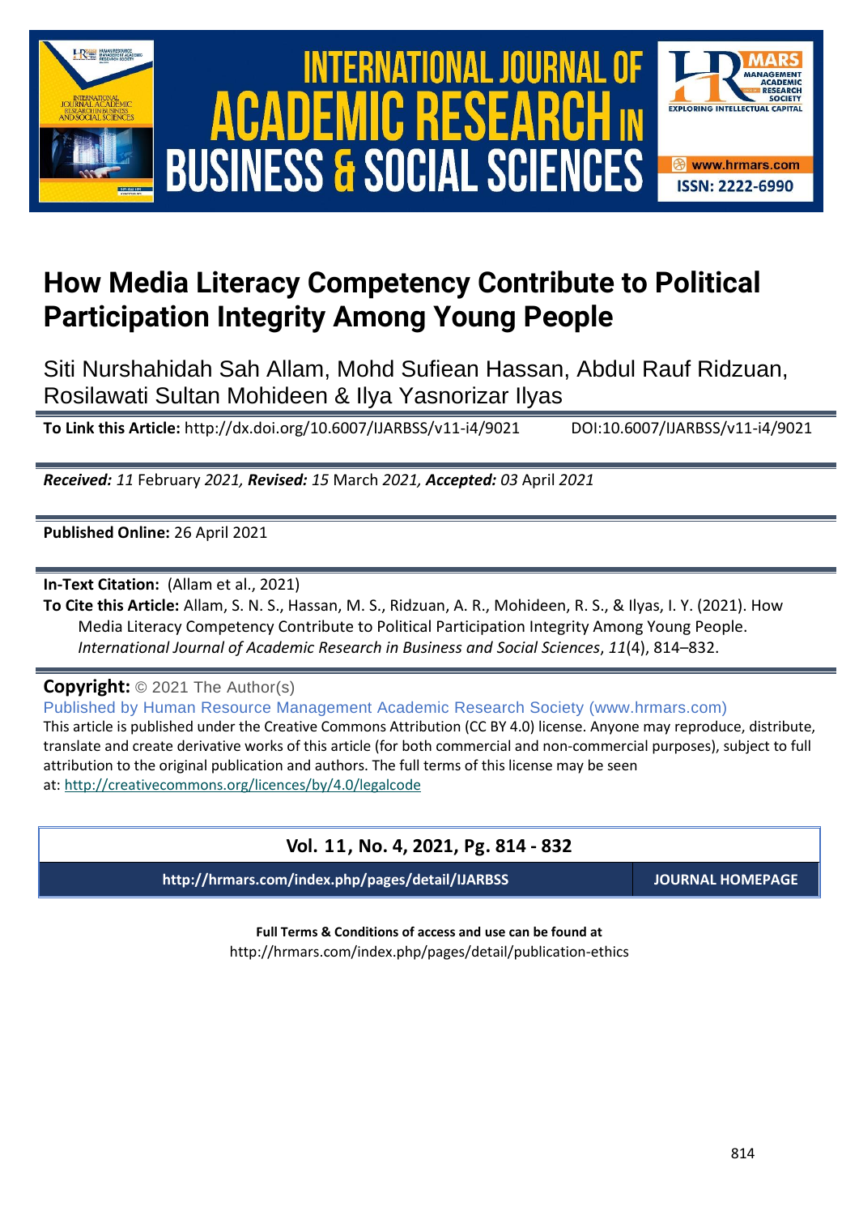# How Media Literacy Competency Contribute to Political Participation Integrity Among Young People

Siti Nurshahidah Sah Allam, Mohd Sufiean Hassan, Abdul Rauf Ridzuan, Rosilawati Sultan Mohideen & Ilya Yasnorizar Ilyas

**To Link this Article:** http://dx.doi.org/10.6007/IJARBSS/v11-i4/9021 DOI:10.6007/IJARBSS/v11-i4/9021

***Received:** 11* February *2021, **Revised:** 15* March *2021, **Accepted:** 03* April *2021*

**Published Online:** 26 April 2021

**In-Text Citation:** (Allam et al., 2021)

**To Cite this Article:** Allam, S. N. S., Hassan, M. S., Ridzuan, A. R., Mohideen, R. S., & Ilyas, I. Y. (2021). How Media Literacy Competency Contribute to Political Participation Integrity Among Young People. *International Journal of Academic Research in Business and Social Sciences*, *11*(4), 814–832.

**Copyright:** © 2021 The Author(s)

Published by Human Resource Management Academic Research Society (www.hrmars.com)

This article is published under the Creative Commons Attribution (CC BY 4.0) license. Anyone may reproduce, distribute, translate and create derivative works of this article (for both commercial and non-commercial purposes), subject to full attribution to the original publication and authors. The full terms of this license may be seen at: http://creativecommons.org/licences/by/4.0/legalcode

**Vol. 11, No. 4, 2021, Pg. 814 - 832**

**http://hrmars.com/index.php/pages/detail/IJARBSS** **JOURNAL HOMEPAGE**

**Full Terms & Conditions of access and use can be found at**

http://hrmars.com/index.php/pages/detail/publication-ethics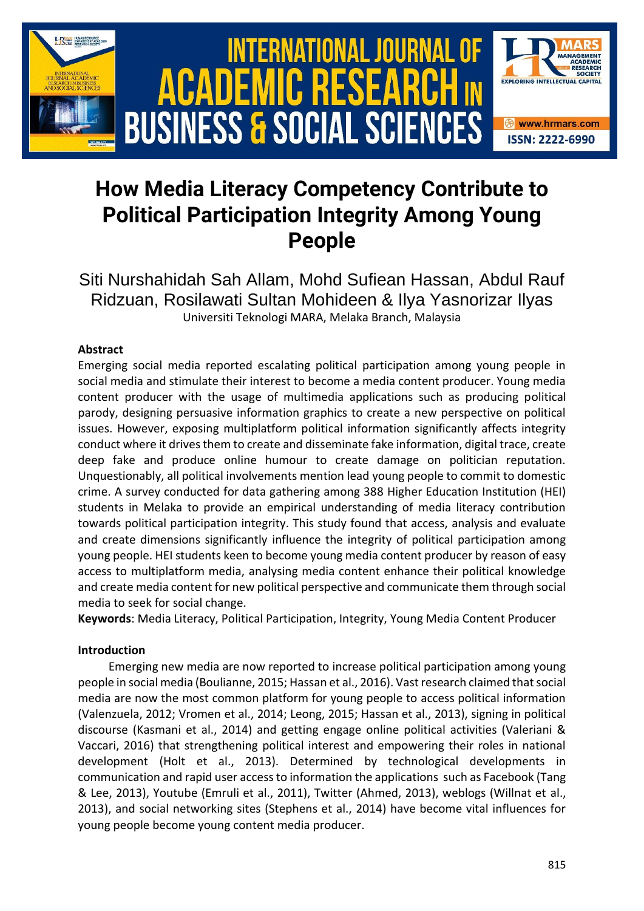# How Media Literacy Competency Contribute to Political Participation Integrity Among Young People

Siti Nurshahidah Sah Allam, Mohd Sufiean Hassan, Abdul Rauf Ridzuan, Rosilawati Sultan Mohideen & Ilya Yasnorizar Ilyas

Universiti Teknologi MARA, Melaka Branch, Malaysia

### Abstract

Emerging social media reported escalating political participation among young people in social media and stimulate their interest to become a media content producer. Young media content producer with the usage of multimedia applications such as producing political parody, designing persuasive information graphics to create a new perspective on political issues. However, exposing multiplatform political information significantly affects integrity conduct where it drives them to create and disseminate fake information, digital trace, create deep fake and produce online humour to create damage on politician reputation. Unquestionably, all political involvements mention lead young people to commit to domestic crime. A survey conducted for data gathering among 388 Higher Education Institution (HEI) students in Melaka to provide an empirical understanding of media literacy contribution towards political participation integrity. This study found that access, analysis and evaluate and create dimensions significantly influence the integrity of political participation among young people. HEI students keen to become young media content producer by reason of easy access to multiplatform media, analysing media content enhance their political knowledge and create media content for new political perspective and communicate them through social media to seek for social change.

**Keywords**: Media Literacy, Political Participation, Integrity, Young Media Content Producer

### Introduction

Emerging new media are now reported to increase political participation among young people in social media (Boulianne, 2015; Hassan et al., 2016). Vast research claimed that social media are now the most common platform for young people to access political information (Valenzuela, 2012; Vromen et al., 2014; Leong, 2015; Hassan et al., 2013), signing in political discourse (Kasmani et al., 2014) and getting engage online political activities (Valeriani & Vaccari, 2016) that strengthening political interest and empowering their roles in national development (Holt et al., 2013). Determined by technological developments in communication and rapid user access to information the applications such as Facebook (Tang & Lee, 2013), Youtube (Emruli et al., 2011), Twitter (Ahmed, 2013), weblogs (Willnat et al., 2013), and social networking sites (Stephens et al., 2014) have become vital influences for young people become young content media producer.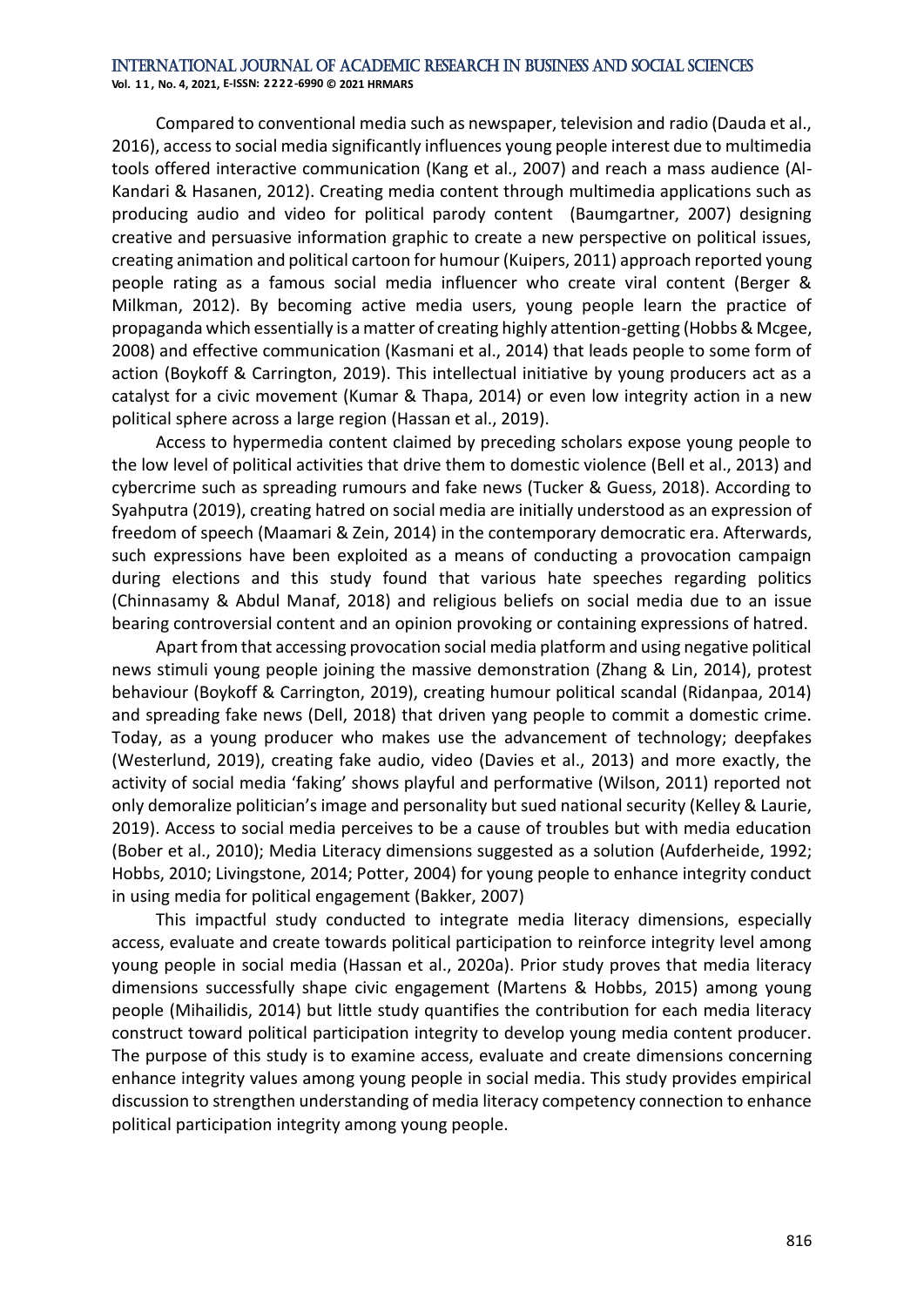Compared to conventional media such as newspaper, television and radio (Dauda et al., 2016), access to social media significantly influences young people interest due to multimedia tools offered interactive communication (Kang et al., 2007) and reach a mass audience (Al-Kandari & Hasanen, 2012). Creating media content through multimedia applications such as producing audio and video for political parody content (Baumgartner, 2007) designing creative and persuasive information graphic to create a new perspective on political issues, creating animation and political cartoon for humour (Kuipers, 2011) approach reported young people rating as a famous social media influencer who create viral content (Berger & Milkman, 2012). By becoming active media users, young people learn the practice of propaganda which essentially is a matter of creating highly attention-getting (Hobbs & Mcgee, 2008) and effective communication (Kasmani et al., 2014) that leads people to some form of action (Boykoff & Carrington, 2019). This intellectual initiative by young producers act as a catalyst for a civic movement (Kumar & Thapa, 2014) or even low integrity action in a new political sphere across a large region (Hassan et al., 2019).

Access to hypermedia content claimed by preceding scholars expose young people to the low level of political activities that drive them to domestic violence (Bell et al., 2013) and cybercrime such as spreading rumours and fake news (Tucker & Guess, 2018). According to Syahputra (2019), creating hatred on social media are initially understood as an expression of freedom of speech (Maamari & Zein, 2014) in the contemporary democratic era. Afterwards, such expressions have been exploited as a means of conducting a provocation campaign during elections and this study found that various hate speeches regarding politics (Chinnasamy & Abdul Manaf, 2018) and religious beliefs on social media due to an issue bearing controversial content and an opinion provoking or containing expressions of hatred.

Apart from that accessing provocation social media platform and using negative political news stimuli young people joining the massive demonstration (Zhang & Lin, 2014), protest behaviour (Boykoff & Carrington, 2019), creating humour political scandal (Ridanpaa, 2014) and spreading fake news (Dell, 2018) that driven yang people to commit a domestic crime. Today, as a young producer who makes use the advancement of technology; deepfakes (Westerlund, 2019), creating fake audio, video (Davies et al., 2013) and more exactly, the activity of social media 'faking' shows playful and performative (Wilson, 2011) reported not only demoralize politician's image and personality but sued national security (Kelley & Laurie, 2019). Access to social media perceives to be a cause of troubles but with media education (Bober et al., 2010); Media Literacy dimensions suggested as a solution (Aufderheide, 1992; Hobbs, 2010; Livingstone, 2014; Potter, 2004) for young people to enhance integrity conduct in using media for political engagement (Bakker, 2007)

This impactful study conducted to integrate media literacy dimensions, especially access, evaluate and create towards political participation to reinforce integrity level among young people in social media (Hassan et al., 2020a). Prior study proves that media literacy dimensions successfully shape civic engagement (Martens & Hobbs, 2015) among young people (Mihailidis, 2014) but little study quantifies the contribution for each media literacy construct toward political participation integrity to develop young media content producer. The purpose of this study is to examine access, evaluate and create dimensions concerning enhance integrity values among young people in social media. This study provides empirical discussion to strengthen understanding of media literacy competency connection to enhance political participation integrity among young people.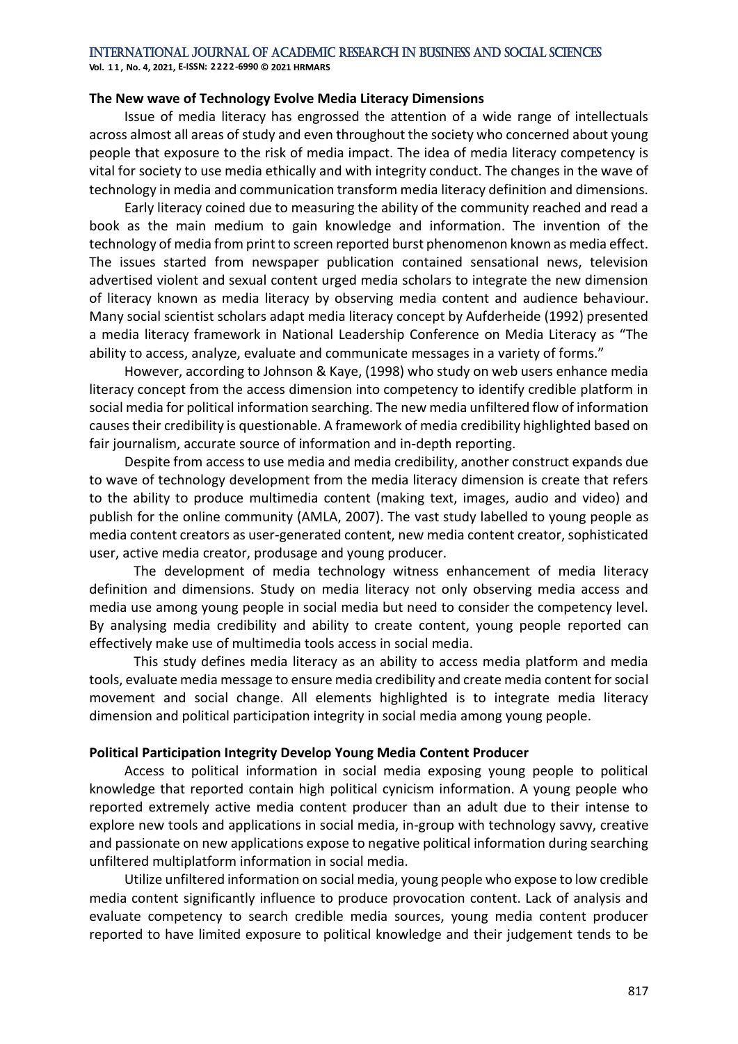**The New wave of Technology Evolve Media Literacy Dimensions**

Issue of media literacy has engrossed the attention of a wide range of intellectuals across almost all areas of study and even throughout the society who concerned about young people that exposure to the risk of media impact. The idea of media literacy competency is vital for society to use media ethically and with integrity conduct. The changes in the wave of technology in media and communication transform media literacy definition and dimensions.

Early literacy coined due to measuring the ability of the community reached and read a book as the main medium to gain knowledge and information. The invention of the technology of media from print to screen reported burst phenomenon known as media effect. The issues started from newspaper publication contained sensational news, television advertised violent and sexual content urged media scholars to integrate the new dimension of literacy known as media literacy by observing media content and audience behaviour. Many social scientist scholars adapt media literacy concept by Aufderheide (1992) presented a media literacy framework in National Leadership Conference on Media Literacy as "The ability to access, analyze, evaluate and communicate messages in a variety of forms."

However, according to Johnson & Kaye, (1998) who study on web users enhance media literacy concept from the access dimension into competency to identify credible platform in social media for political information searching. The new media unfiltered flow of information causes their credibility is questionable. A framework of media credibility highlighted based on fair journalism, accurate source of information and in-depth reporting.

Despite from access to use media and media credibility, another construct expands due to wave of technology development from the media literacy dimension is create that refers to the ability to produce multimedia content (making text, images, audio and video) and publish for the online community (AMLA, 2007). The vast study labelled to young people as media content creators as user-generated content, new media content creator, sophisticated user, active media creator, produsage and young producer.

The development of media technology witness enhancement of media literacy definition and dimensions. Study on media literacy not only observing media access and media use among young people in social media but need to consider the competency level. By analysing media credibility and ability to create content, young people reported can effectively make use of multimedia tools access in social media.

This study defines media literacy as an ability to access media platform and media tools, evaluate media message to ensure media credibility and create media content for social movement and social change. All elements highlighted is to integrate media literacy dimension and political participation integrity in social media among young people.

**Political Participation Integrity Develop Young Media Content Producer**

Access to political information in social media exposing young people to political knowledge that reported contain high political cynicism information. A young people who reported extremely active media content producer than an adult due to their intense to explore new tools and applications in social media, in-group with technology savvy, creative and passionate on new applications expose to negative political information during searching unfiltered multiplatform information in social media.

Utilize unfiltered information on social media, young people who expose to low credible media content significantly influence to produce provocation content. Lack of analysis and evaluate competency to search credible media sources, young media content producer reported to have limited exposure to political knowledge and their judgement tends to be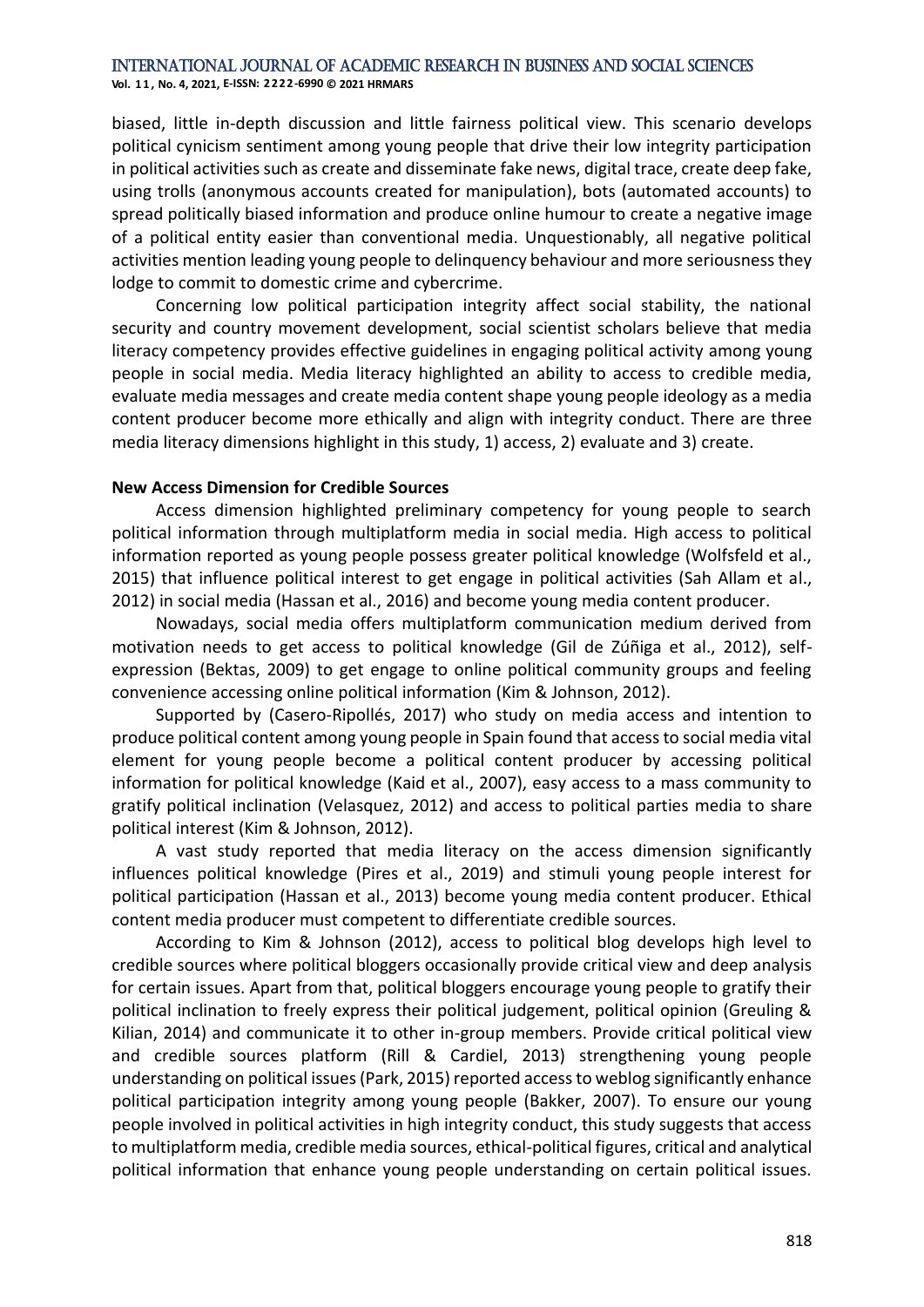biased, little in-depth discussion and little fairness political view. This scenario develops political cynicism sentiment among young people that drive their low integrity participation in political activities such as create and disseminate fake news, digital trace, create deep fake, using trolls (anonymous accounts created for manipulation), bots (automated accounts) to spread politically biased information and produce online humour to create a negative image of a political entity easier than conventional media. Unquestionably, all negative political activities mention leading young people to delinquency behaviour and more seriousness they lodge to commit to domestic crime and cybercrime.

Concerning low political participation integrity affect social stability, the national security and country movement development, social scientist scholars believe that media literacy competency provides effective guidelines in engaging political activity among young people in social media. Media literacy highlighted an ability to access to credible media, evaluate media messages and create media content shape young people ideology as a media content producer become more ethically and align with integrity conduct. There are three media literacy dimensions highlight in this study, 1) access, 2) evaluate and 3) create.

**New Access Dimension for Credible Sources**

Access dimension highlighted preliminary competency for young people to search political information through multiplatform media in social media. High access to political information reported as young people possess greater political knowledge (Wolfsfeld et al., 2015) that influence political interest to get engage in political activities (Sah Allam et al., 2012) in social media (Hassan et al., 2016) and become young media content producer.

Nowadays, social media offers multiplatform communication medium derived from motivation needs to get access to political knowledge (Gil de Zúñiga et al., 2012), self-expression (Bektas, 2009) to get engage to online political community groups and feeling convenience accessing online political information (Kim & Johnson, 2012).

Supported by (Casero-Ripollés, 2017) who study on media access and intention to produce political content among young people in Spain found that access to social media vital element for young people become a political content producer by accessing political information for political knowledge (Kaid et al., 2007), easy access to a mass community to gratify political inclination (Velasquez, 2012) and access to political parties media to share political interest (Kim & Johnson, 2012).

A vast study reported that media literacy on the access dimension significantly influences political knowledge (Pires et al., 2019) and stimuli young people interest for political participation (Hassan et al., 2013) become young media content producer. Ethical content media producer must competent to differentiate credible sources.

According to Kim & Johnson (2012), access to political blog develops high level to credible sources where political bloggers occasionally provide critical view and deep analysis for certain issues. Apart from that, political bloggers encourage young people to gratify their political inclination to freely express their political judgement, political opinion (Greuling & Kilian, 2014) and communicate it to other in-group members. Provide critical political view and credible sources platform (Rill & Cardiel, 2013) strengthening young people understanding on political issues (Park, 2015) reported access to weblog significantly enhance political participation integrity among young people (Bakker, 2007). To ensure our young people involved in political activities in high integrity conduct, this study suggests that access to multiplatform media, credible media sources, ethical-political figures, critical and analytical political information that enhance young people understanding on certain political issues.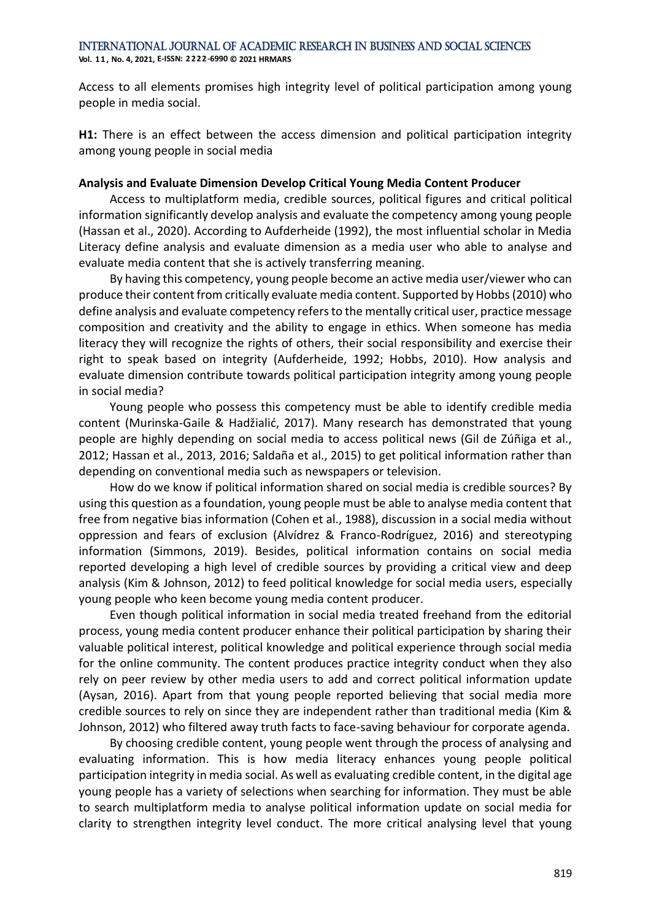Access to all elements promises high integrity level of political participation among young people in media social.

**H1:** There is an effect between the access dimension and political participation integrity among young people in social media

**Analysis and Evaluate Dimension Develop Critical Young Media Content Producer**

Access to multiplatform media, credible sources, political figures and critical political information significantly develop analysis and evaluate the competency among young people (Hassan et al., 2020). According to Aufderheide (1992), the most influential scholar in Media Literacy define analysis and evaluate dimension as a media user who able to analyse and evaluate media content that she is actively transferring meaning.

By having this competency, young people become an active media user/viewer who can produce their content from critically evaluate media content. Supported by Hobbs (2010) who define analysis and evaluate competency refers to the mentally critical user, practice message composition and creativity and the ability to engage in ethics. When someone has media literacy they will recognize the rights of others, their social responsibility and exercise their right to speak based on integrity (Aufderheide, 1992; Hobbs, 2010). How analysis and evaluate dimension contribute towards political participation integrity among young people in social media?

Young people who possess this competency must be able to identify credible media content (Murinska-Gaile & Hadžialić, 2017). Many research has demonstrated that young people are highly depending on social media to access political news (Gil de Zúñiga et al., 2012; Hassan et al., 2013, 2016; Saldaña et al., 2015) to get political information rather than depending on conventional media such as newspapers or television.

How do we know if political information shared on social media is credible sources? By using this question as a foundation, young people must be able to analyse media content that free from negative bias information (Cohen et al., 1988), discussion in a social media without oppression and fears of exclusion (Alvídrez & Franco-Rodríguez, 2016) and stereotyping information (Simmons, 2019). Besides, political information contains on social media reported developing a high level of credible sources by providing a critical view and deep analysis (Kim & Johnson, 2012) to feed political knowledge for social media users, especially young people who keen become young media content producer.

Even though political information in social media treated freehand from the editorial process, young media content producer enhance their political participation by sharing their valuable political interest, political knowledge and political experience through social media for the online community. The content produces practice integrity conduct when they also rely on peer review by other media users to add and correct political information update (Aysan, 2016). Apart from that young people reported believing that social media more credible sources to rely on since they are independent rather than traditional media (Kim & Johnson, 2012) who filtered away truth facts to face-saving behaviour for corporate agenda.

By choosing credible content, young people went through the process of analysing and evaluating information. This is how media literacy enhances young people political participation integrity in media social. As well as evaluating credible content, in the digital age young people has a variety of selections when searching for information. They must be able to search multiplatform media to analyse political information update on social media for clarity to strengthen integrity level conduct. The more critical analysing level that young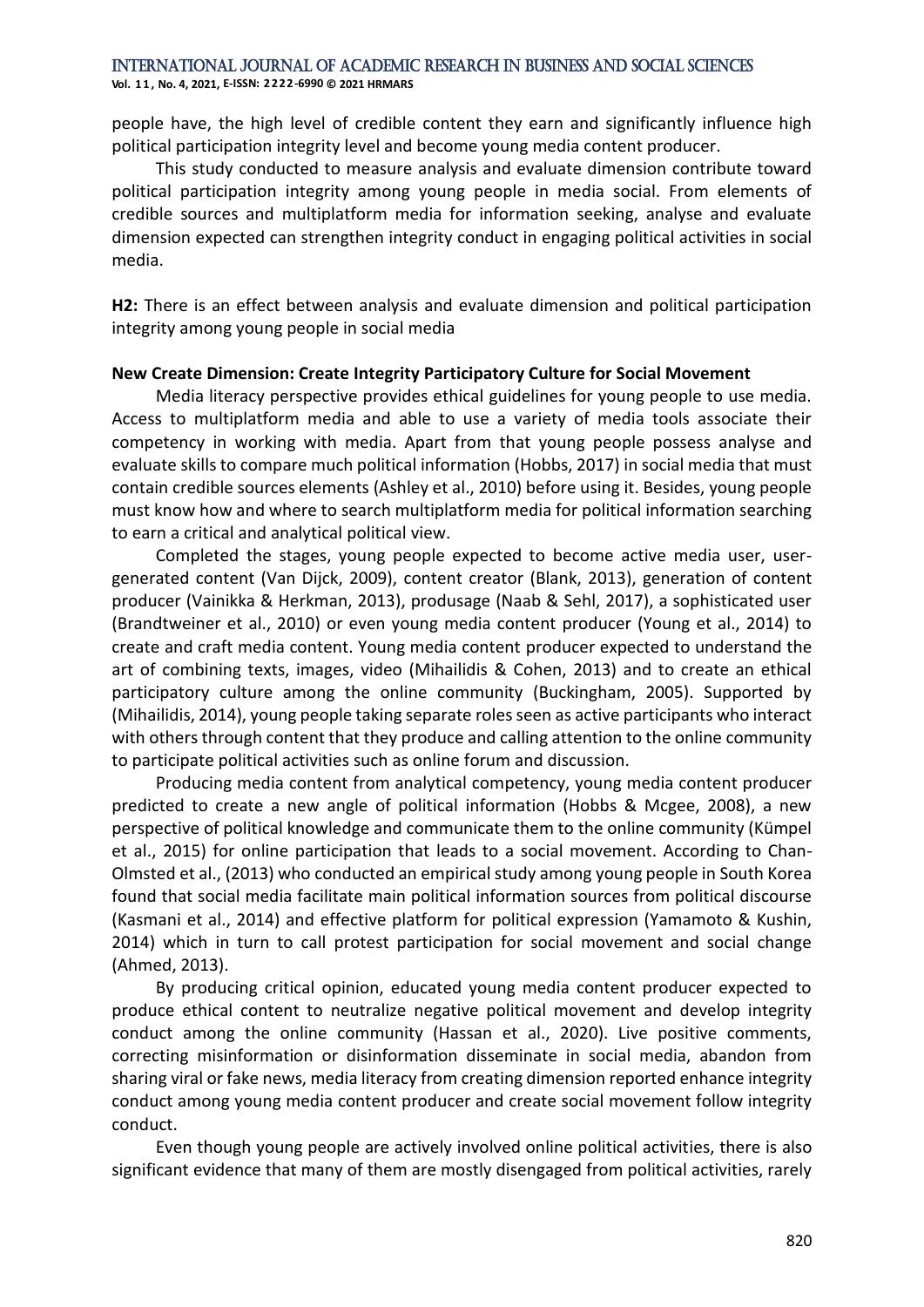people have, the high level of credible content they earn and significantly influence high political participation integrity level and become young media content producer.

This study conducted to measure analysis and evaluate dimension contribute toward political participation integrity among young people in media social. From elements of credible sources and multiplatform media for information seeking, analyse and evaluate dimension expected can strengthen integrity conduct in engaging political activities in social media.

**H2:** There is an effect between analysis and evaluate dimension and political participation integrity among young people in social media

**New Create Dimension: Create Integrity Participatory Culture for Social Movement**

Media literacy perspective provides ethical guidelines for young people to use media. Access to multiplatform media and able to use a variety of media tools associate their competency in working with media. Apart from that young people possess analyse and evaluate skills to compare much political information (Hobbs, 2017) in social media that must contain credible sources elements (Ashley et al., 2010) before using it. Besides, young people must know how and where to search multiplatform media for political information searching to earn a critical and analytical political view.

Completed the stages, young people expected to become active media user, user-generated content (Van Dijck, 2009), content creator (Blank, 2013), generation of content producer (Vainikka & Herkman, 2013), produsage (Naab & Sehl, 2017), a sophisticated user (Brandtweiner et al., 2010) or even young media content producer (Young et al., 2014) to create and craft media content. Young media content producer expected to understand the art of combining texts, images, video (Mihailidis & Cohen, 2013) and to create an ethical participatory culture among the online community (Buckingham, 2005). Supported by (Mihailidis, 2014), young people taking separate roles seen as active participants who interact with others through content that they produce and calling attention to the online community to participate political activities such as online forum and discussion.

Producing media content from analytical competency, young media content producer predicted to create a new angle of political information (Hobbs & Mcgee, 2008), a new perspective of political knowledge and communicate them to the online community (Kümpel et al., 2015) for online participation that leads to a social movement. According to Chan-Olmsted et al., (2013) who conducted an empirical study among young people in South Korea found that social media facilitate main political information sources from political discourse (Kasmani et al., 2014) and effective platform for political expression (Yamamoto & Kushin, 2014) which in turn to call protest participation for social movement and social change (Ahmed, 2013).

By producing critical opinion, educated young media content producer expected to produce ethical content to neutralize negative political movement and develop integrity conduct among the online community (Hassan et al., 2020). Live positive comments, correcting misinformation or disinformation disseminate in social media, abandon from sharing viral or fake news, media literacy from creating dimension reported enhance integrity conduct among young media content producer and create social movement follow integrity conduct.

Even though young people are actively involved online political activities, there is also significant evidence that many of them are mostly disengaged from political activities, rarely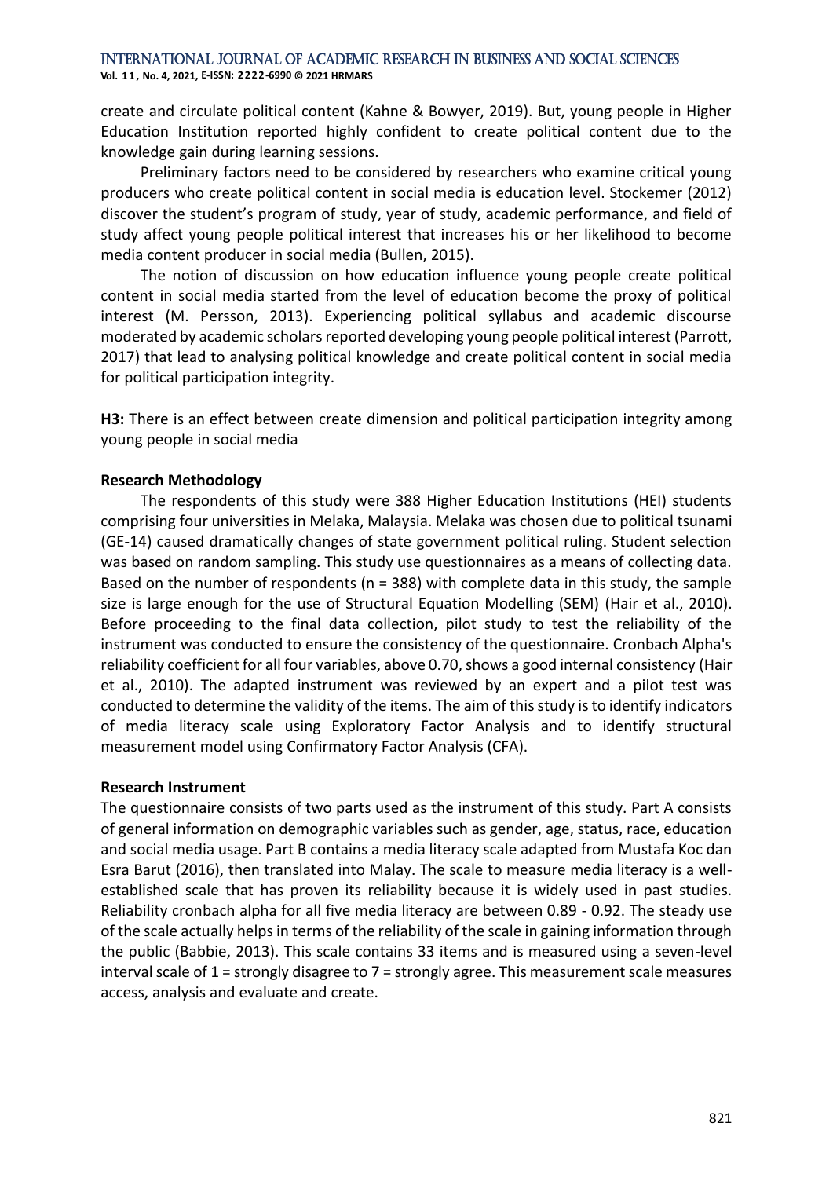create and circulate political content (Kahne & Bowyer, 2019). But, young people in Higher Education Institution reported highly confident to create political content due to the knowledge gain during learning sessions.

Preliminary factors need to be considered by researchers who examine critical young producers who create political content in social media is education level. Stockemer (2012) discover the student's program of study, year of study, academic performance, and field of study affect young people political interest that increases his or her likelihood to become media content producer in social media (Bullen, 2015).

The notion of discussion on how education influence young people create political content in social media started from the level of education become the proxy of political interest (M. Persson, 2013). Experiencing political syllabus and academic discourse moderated by academic scholars reported developing young people political interest (Parrott, 2017) that lead to analysing political knowledge and create political content in social media for political participation integrity.

**H3:** There is an effect between create dimension and political participation integrity among young people in social media

**Research Methodology**

The respondents of this study were 388 Higher Education Institutions (HEI) students comprising four universities in Melaka, Malaysia. Melaka was chosen due to political tsunami (GE-14) caused dramatically changes of state government political ruling. Student selection was based on random sampling. This study use questionnaires as a means of collecting data. Based on the number of respondents (n = 388) with complete data in this study, the sample size is large enough for the use of Structural Equation Modelling (SEM) (Hair et al., 2010). Before proceeding to the final data collection, pilot study to test the reliability of the instrument was conducted to ensure the consistency of the questionnaire. Cronbach Alpha's reliability coefficient for all four variables, above 0.70, shows a good internal consistency (Hair et al., 2010). The adapted instrument was reviewed by an expert and a pilot test was conducted to determine the validity of the items. The aim of this study is to identify indicators of media literacy scale using Exploratory Factor Analysis and to identify structural measurement model using Confirmatory Factor Analysis (CFA).

**Research Instrument**

The questionnaire consists of two parts used as the instrument of this study. Part A consists of general information on demographic variables such as gender, age, status, race, education and social media usage. Part B contains a media literacy scale adapted from Mustafa Koc dan Esra Barut (2016), then translated into Malay. The scale to measure media literacy is a well-established scale that has proven its reliability because it is widely used in past studies. Reliability cronbach alpha for all five media literacy are between 0.89 - 0.92. The steady use of the scale actually helps in terms of the reliability of the scale in gaining information through the public (Babbie, 2013). This scale contains 33 items and is measured using a seven-level interval scale of 1 = strongly disagree to 7 = strongly agree. This measurement scale measures access, analysis and evaluate and create.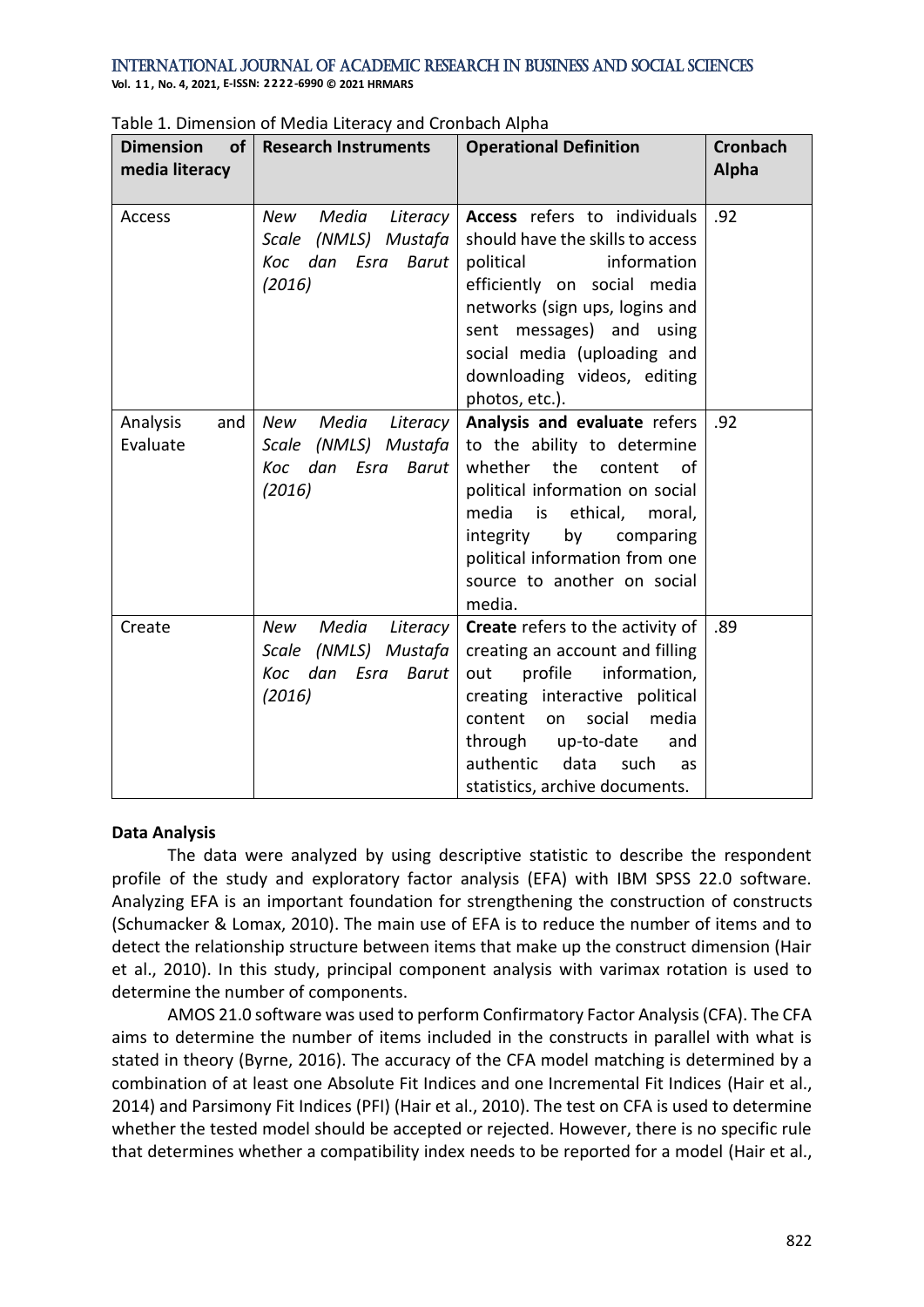Table 1. Dimension of Media Literacy and Cronbach Alpha

| Dimension of media literacy | Research Instruments | Operational Definition | Cronbach Alpha |
|---|---|---|---|
| Access | *New Media Literacy Scale (NMLS) Mustafa Koc dan Esra Barut (2016)* | **Access** refers to individuals should have the skills to access political information efficiently on social media networks (sign ups, logins and sent messages) and using social media (uploading and downloading videos, editing photos, etc.). | .92 |
| Analysis and Evaluate | *New Media Literacy Scale (NMLS) Mustafa Koc dan Esra Barut (2016)* | **Analysis and evaluate** refers to the ability to determine whether the content of political information on social media is ethical, moral, integrity by comparing political information from one source to another on social media. | .92 |
| Create | *New Media Literacy Scale (NMLS) Mustafa Koc dan Esra Barut (2016)* | **Create** refers to the activity of creating an account and filling out profile information, creating interactive political content on social media through up-to-date and authentic data such as statistics, archive documents. | .89 |

**Data Analysis**

The data were analyzed by using descriptive statistic to describe the respondent profile of the study and exploratory factor analysis (EFA) with IBM SPSS 22.0 software. Analyzing EFA is an important foundation for strengthening the construction of constructs (Schumacker & Lomax, 2010). The main use of EFA is to reduce the number of items and to detect the relationship structure between items that make up the construct dimension (Hair et al., 2010). In this study, principal component analysis with varimax rotation is used to determine the number of components.

AMOS 21.0 software was used to perform Confirmatory Factor Analysis (CFA). The CFA aims to determine the number of items included in the constructs in parallel with what is stated in theory (Byrne, 2016). The accuracy of the CFA model matching is determined by a combination of at least one Absolute Fit Indices and one Incremental Fit Indices (Hair et al., 2014) and Parsimony Fit Indices (PFI) (Hair et al., 2010). The test on CFA is used to determine whether the tested model should be accepted or rejected. However, there is no specific rule that determines whether a compatibility index needs to be reported for a model (Hair et al.,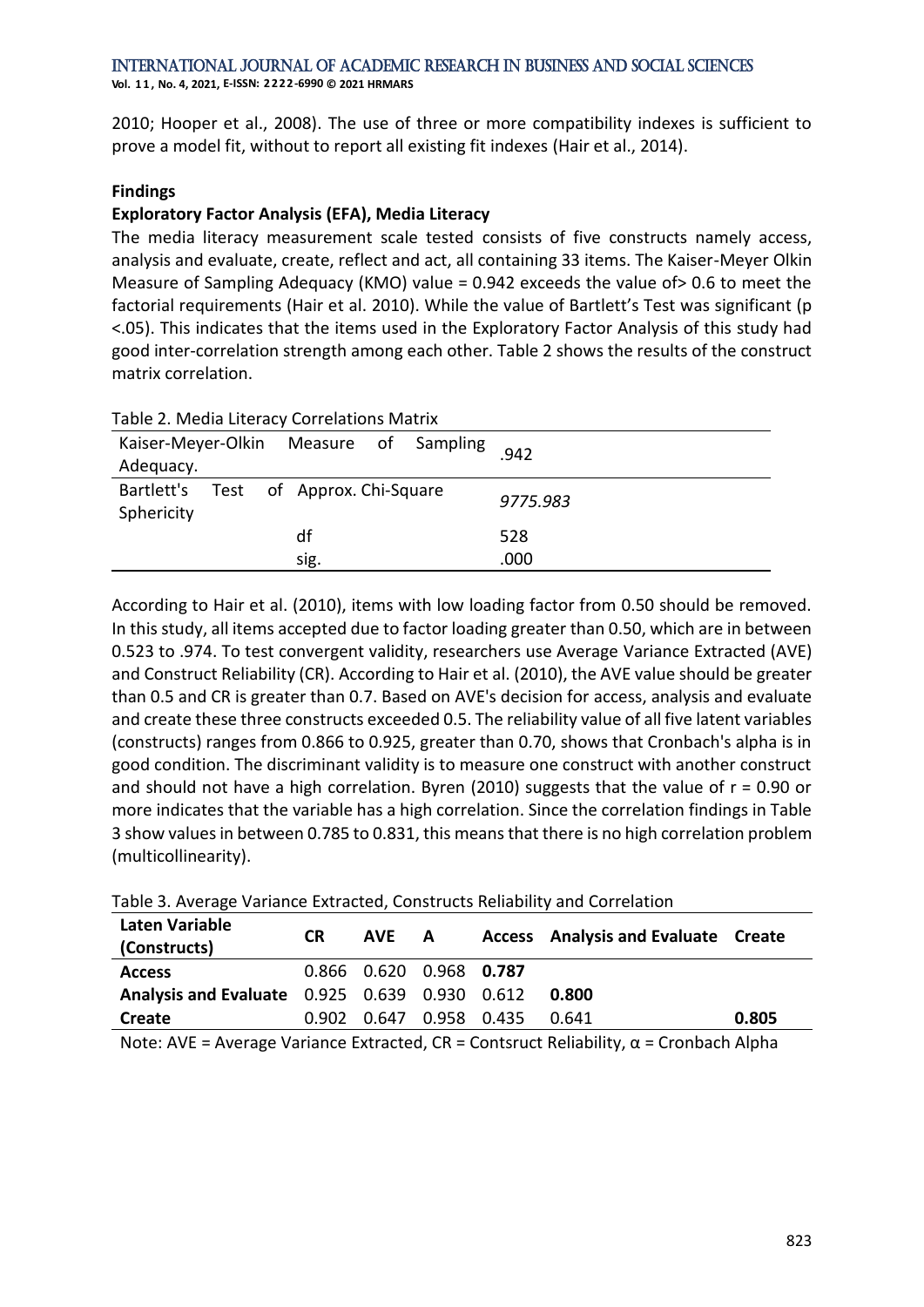2010; Hooper et al., 2008). The use of three or more compatibility indexes is sufficient to prove a model fit, without to report all existing fit indexes (Hair et al., 2014).

## Findings

### Exploratory Factor Analysis (EFA), Media Literacy

The media literacy measurement scale tested consists of five constructs namely access, analysis and evaluate, create, reflect and act, all containing 33 items. The Kaiser-Meyer Olkin Measure of Sampling Adequacy (KMO) value = 0.942 exceeds the value of> 0.6 to meet the factorial requirements (Hair et al. 2010). While the value of Bartlett's Test was significant (p <.05). This indicates that the items used in the Exploratory Factor Analysis of this study had good inter-correlation strength among each other. Table 2 shows the results of the construct matrix correlation.

Table 2. Media Literacy Correlations Matrix

| Kaiser-Meyer-Olkin Measure of Sampling Adequacy. | | .942 |
|---|---|---|
| Bartlett's Test of Sphericity | Approx. Chi-Square | *9775.983* |
| | df | 528 |
| | sig. | .000 |

According to Hair et al. (2010), items with low loading factor from 0.50 should be removed. In this study, all items accepted due to factor loading greater than 0.50, which are in between 0.523 to .974. To test convergent validity, researchers use Average Variance Extracted (AVE) and Construct Reliability (CR). According to Hair et al. (2010), the AVE value should be greater than 0.5 and CR is greater than 0.7. Based on AVE's decision for access, analysis and evaluate and create these three constructs exceeded 0.5. The reliability value of all five latent variables (constructs) ranges from 0.866 to 0.925, greater than 0.70, shows that Cronbach's alpha is in good condition. The discriminant validity is to measure one construct with another construct and should not have a high correlation. Byren (2010) suggests that the value of r = 0.90 or more indicates that the variable has a high correlation. Since the correlation findings in Table 3 show values in between 0.785 to 0.831, this means that there is no high correlation problem (multicollinearity).

Table 3. Average Variance Extracted, Constructs Reliability and Correlation

| Laten Variable (Constructs) | CR | AVE | A | Access | Analysis and Evaluate | Create |
|---|---|---|---|---|---|---|
| **Access** | 0.866 | 0.620 | 0.968 | **0.787** | | |
| **Analysis and Evaluate** | 0.925 | 0.639 | 0.930 | 0.612 | **0.800** | |
| **Create** | 0.902 | 0.647 | 0.958 | 0.435 | 0.641 | **0.805** |

Note: AVE = Average Variance Extracted, CR = Contsruct Reliability, α = Cronbach Alpha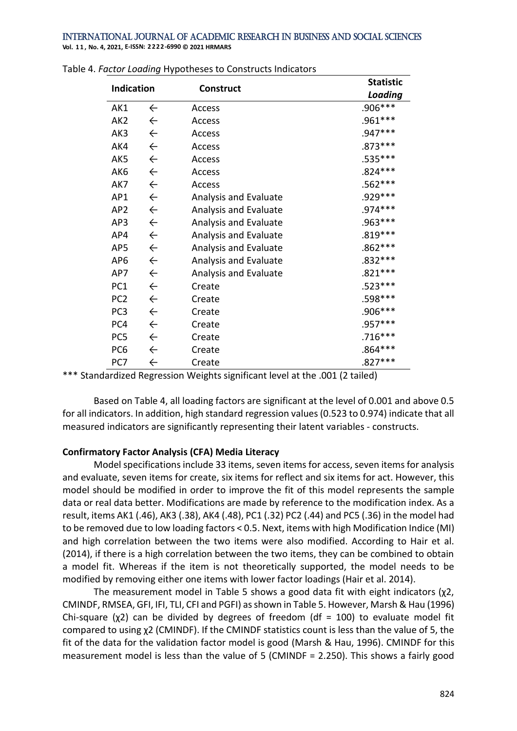Table 4. *Factor Loading* Hypotheses to Constructs Indicators

| Indication | | Construct | Statistic *Loading* |
|---|---|---|---|
| AK1 | ← | Access | .906*** |
| AK2 | ← | Access | .961*** |
| AK3 | ← | Access | .947*** |
| AK4 | ← | Access | .873*** |
| AK5 | ← | Access | .535*** |
| AK6 | ← | Access | .824*** |
| AK7 | ← | Access | .562*** |
| AP1 | ← | Analysis and Evaluate | .929*** |
| AP2 | ← | Analysis and Evaluate | .974*** |
| AP3 | ← | Analysis and Evaluate | .963*** |
| AP4 | ← | Analysis and Evaluate | .819*** |
| AP5 | ← | Analysis and Evaluate | .862*** |
| AP6 | ← | Analysis and Evaluate | .832*** |
| AP7 | ← | Analysis and Evaluate | .821*** |
| PC1 | ← | Create | .523*** |
| PC2 | ← | Create | .598*** |
| PC3 | ← | Create | .906*** |
| PC4 | ← | Create | .957*** |
| PC5 | ← | Create | .716*** |
| PC6 | ← | Create | .864*** |
| PC7 | ← | Create | .827*** |

*** Standardized Regression Weights significant level at the .001 (2 tailed)

Based on Table 4, all loading factors are significant at the level of 0.001 and above 0.5 for all indicators. In addition, high standard regression values (0.523 to 0.974) indicate that all measured indicators are significantly representing their latent variables - constructs.

**Confirmatory Factor Analysis (CFA) Media Literacy**

Model specifications include 33 items, seven items for access, seven items for analysis and evaluate, seven items for create, six items for reflect and six items for act. However, this model should be modified in order to improve the fit of this model represents the sample data or real data better. Modifications are made by reference to the modification index. As a result, items AK1 (.46), AK3 (.38), AK4 (.48), PC1 (.32) PC2 (.44) and PC5 (.36) in the model had to be removed due to low loading factors < 0.5. Next, items with high Modification Indice (MI) and high correlation between the two items were also modified. According to Hair et al. (2014), if there is a high correlation between the two items, they can be combined to obtain a model fit. Whereas if the item is not theoretically supported, the model needs to be modified by removing either one items with lower factor loadings (Hair et al. 2014).

The measurement model in Table 5 shows a good data fit with eight indicators ($\chi^2$, CMINDF, RMSEA, GFI, IFI, TLI, CFI and PGFI) as shown in Table 5. However, Marsh & Hau (1996) Chi-square ($\chi^2$) can be divided by degrees of freedom (df = 100) to evaluate model fit compared to using $\chi^2$ (CMINDF). If the CMINDF statistics count is less than the value of 5, the fit of the data for the validation factor model is good (Marsh & Hau, 1996). CMINDF for this measurement model is less than the value of 5 (CMINDF = 2.250). This shows a fairly good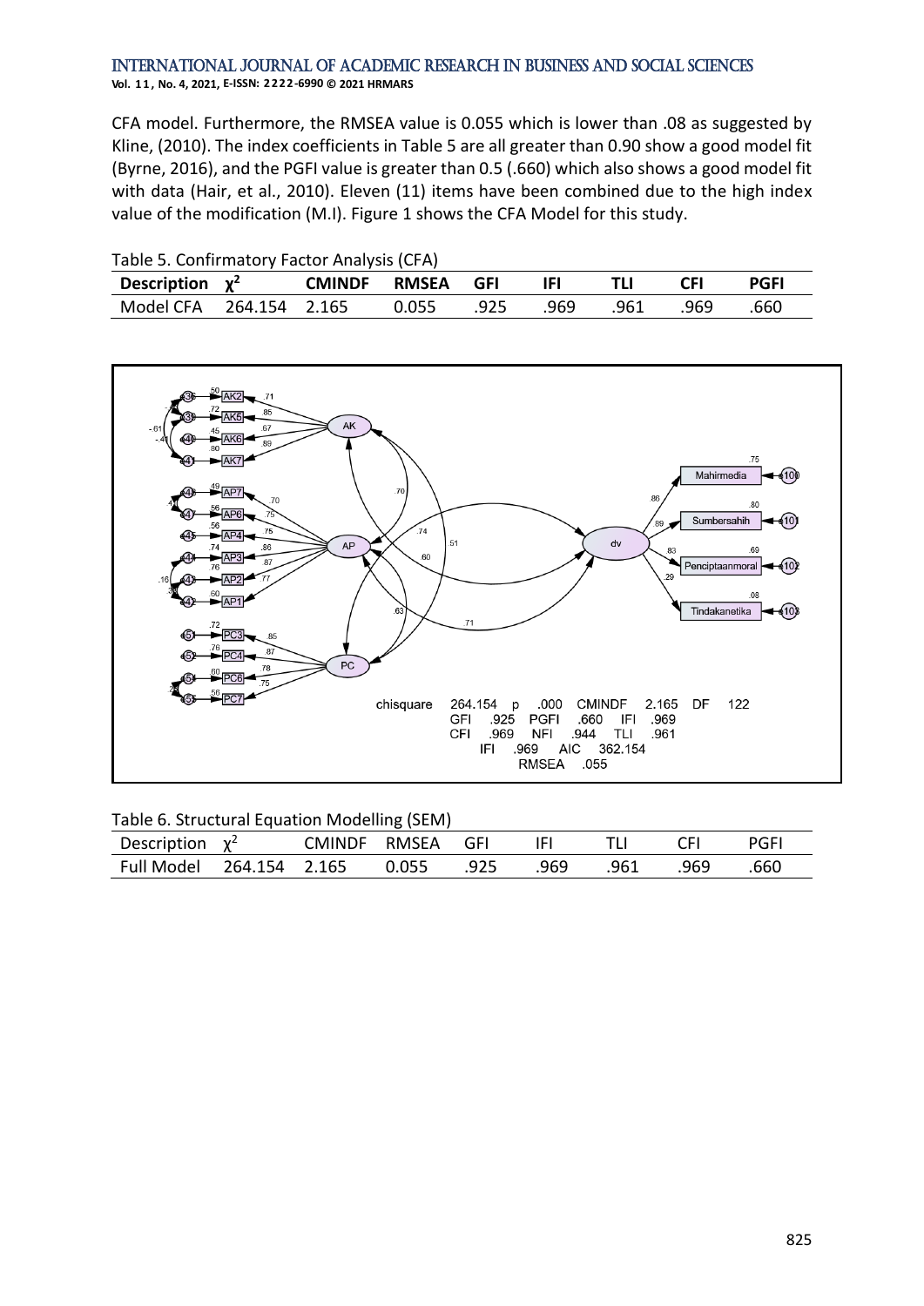CFA model. Furthermore, the RMSEA value is 0.055 which is lower than .08 as suggested by Kline, (2010). The index coefficients in Table 5 are all greater than 0.90 show a good model fit (Byrne, 2016), and the PGFI value is greater than 0.5 (.660) which also shows a good model fit with data (Hair, et al., 2010). Eleven (11) items have been combined due to the high index value of the modification (M.I). Figure 1 shows the CFA Model for this study.

Table 5. Confirmatory Factor Analysis (CFA)

| Description | $\chi^2$ | CMINDF | RMSEA | GFI | IFI | TLI | CFI | PGFI |
|---|---|---|---|---|---|---|---|---|
| Model CFA | 264.154 | 2.165 | 0.055 | .925 | .969 | .961 | .969 | .660 |

Table 6. Structural Equation Modelling (SEM)

| Description | $\chi^2$ | CMINDF | RMSEA | GFI | IFI | TLI | CFI | PGFI |
|---|---|---|---|---|---|---|---|---|
| Full Model | 264.154 | 2.165 | 0.055 | .925 | .969 | .961 | .969 | .660 |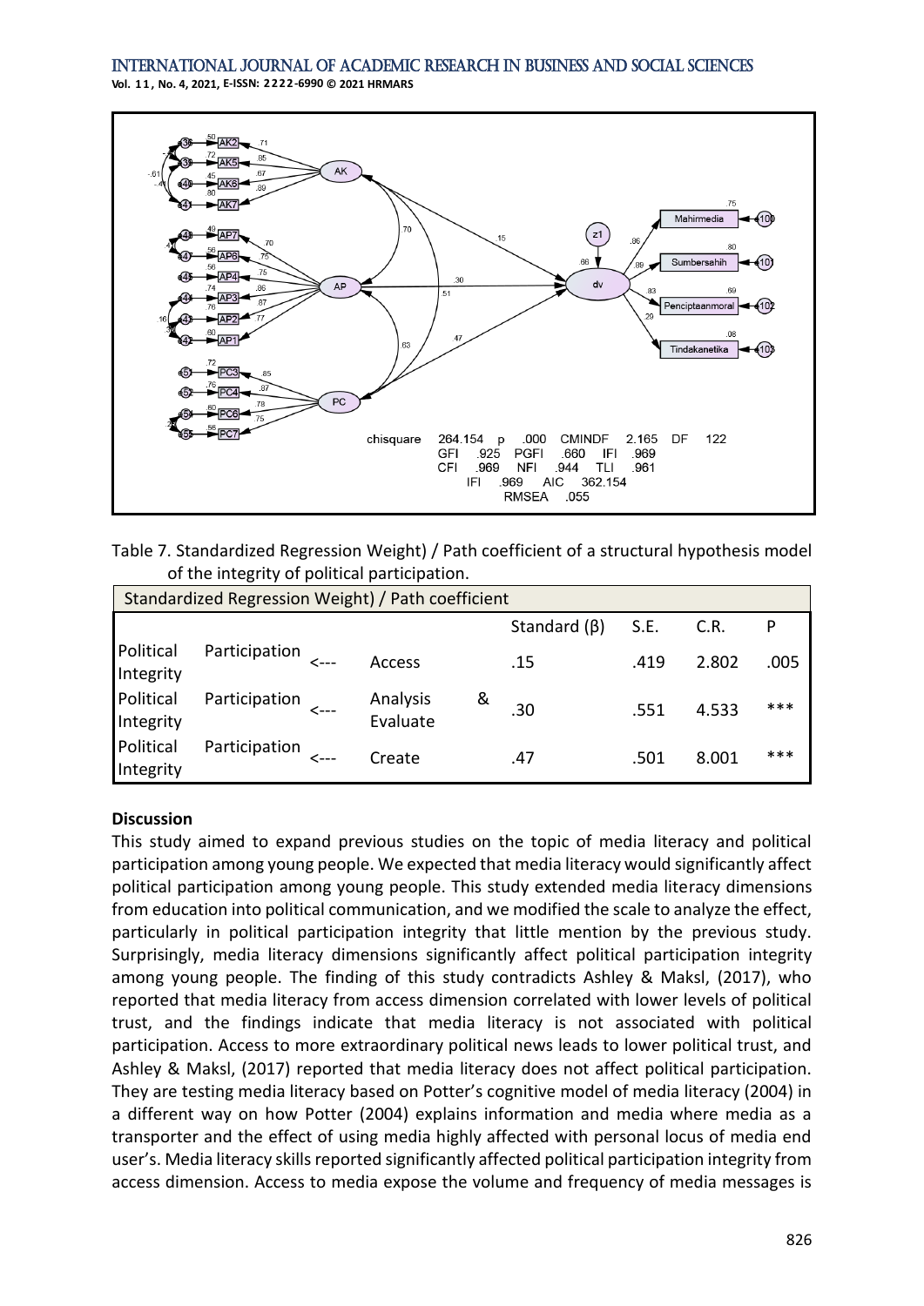chisquare 264.154 p .000 CMINDF 2.165 DF 122
GFI .925 PGFI .660 IFI .969
CFI .969 NFI .944 TLI .961
IFI .969 AIC 362.154
RMSEA .055

Table 7. Standardized Regression Weight) / Path coefficient of a structural hypothesis model of the integrity of political participation.

| Standardized Regression Weight) / Path coefficient | | | | | | | |
|---|---|---|---|---|---|---|---|
| | | | | Standard (β) | S.E. | C.R. | P |
| Political Integrity | Participation | <--- | Access | .15 | .419 | 2.802 | .005 |
| Political Integrity | Participation | <--- | Analysis & Evaluate | .30 | .551 | 4.533 | *** |
| Political Integrity | Participation | <--- | Create | .47 | .501 | 8.001 | *** |

**Discussion**

This study aimed to expand previous studies on the topic of media literacy and political participation among young people. We expected that media literacy would significantly affect political participation among young people. This study extended media literacy dimensions from education into political communication, and we modified the scale to analyze the effect, particularly in political participation integrity that little mention by the previous study. Surprisingly, media literacy dimensions significantly affect political participation integrity among young people. The finding of this study contradicts Ashley & Maksl, (2017), who reported that media literacy from access dimension correlated with lower levels of political trust, and the findings indicate that media literacy is not associated with political participation. Access to more extraordinary political news leads to lower political trust, and Ashley & Maksl, (2017) reported that media literacy does not affect political participation. They are testing media literacy based on Potter's cognitive model of media literacy (2004) in a different way on how Potter (2004) explains information and media where media as a transporter and the effect of using media highly affected with personal locus of media end user's. Media literacy skills reported significantly affected political participation integrity from access dimension. Access to media expose the volume and frequency of media messages is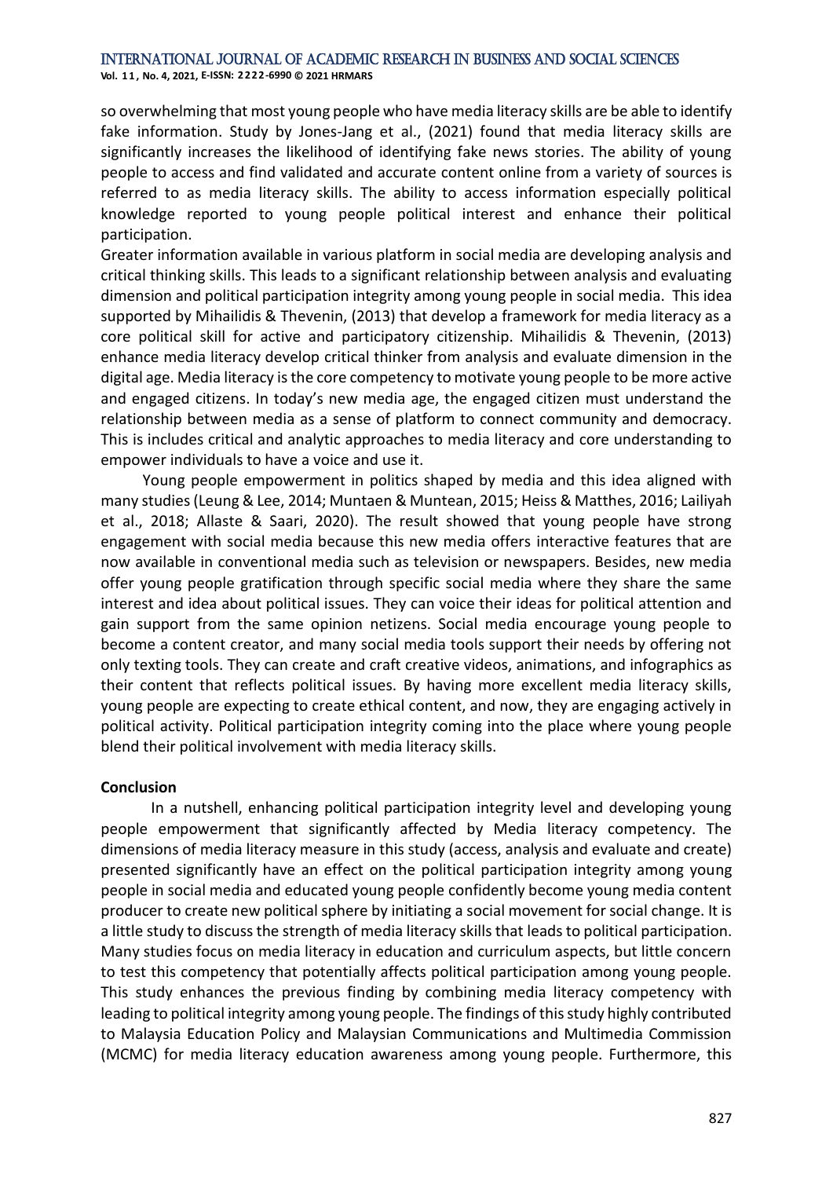so overwhelming that most young people who have media literacy skills are be able to identify fake information. Study by Jones-Jang et al., (2021) found that media literacy skills are significantly increases the likelihood of identifying fake news stories. The ability of young people to access and find validated and accurate content online from a variety of sources is referred to as media literacy skills. The ability to access information especially political knowledge reported to young people political interest and enhance their political participation.

Greater information available in various platform in social media are developing analysis and critical thinking skills. This leads to a significant relationship between analysis and evaluating dimension and political participation integrity among young people in social media. This idea supported by Mihailidis & Thevenin, (2013) that develop a framework for media literacy as a core political skill for active and participatory citizenship. Mihailidis & Thevenin, (2013) enhance media literacy develop critical thinker from analysis and evaluate dimension in the digital age. Media literacy is the core competency to motivate young people to be more active and engaged citizens. In today's new media age, the engaged citizen must understand the relationship between media as a sense of platform to connect community and democracy. This is includes critical and analytic approaches to media literacy and core understanding to empower individuals to have a voice and use it.

Young people empowerment in politics shaped by media and this idea aligned with many studies (Leung & Lee, 2014; Muntaen & Muntean, 2015; Heiss & Matthes, 2016; Lailiyah et al., 2018; Allaste & Saari, 2020). The result showed that young people have strong engagement with social media because this new media offers interactive features that are now available in conventional media such as television or newspapers. Besides, new media offer young people gratification through specific social media where they share the same interest and idea about political issues. They can voice their ideas for political attention and gain support from the same opinion netizens. Social media encourage young people to become a content creator, and many social media tools support their needs by offering not only texting tools. They can create and craft creative videos, animations, and infographics as their content that reflects political issues. By having more excellent media literacy skills, young people are expecting to create ethical content, and now, they are engaging actively in political activity. Political participation integrity coming into the place where young people blend their political involvement with media literacy skills.

**Conclusion**

In a nutshell, enhancing political participation integrity level and developing young people empowerment that significantly affected by Media literacy competency. The dimensions of media literacy measure in this study (access, analysis and evaluate and create) presented significantly have an effect on the political participation integrity among young people in social media and educated young people confidently become young media content producer to create new political sphere by initiating a social movement for social change. It is a little study to discuss the strength of media literacy skills that leads to political participation. Many studies focus on media literacy in education and curriculum aspects, but little concern to test this competency that potentially affects political participation among young people. This study enhances the previous finding by combining media literacy competency with leading to political integrity among young people. The findings of this study highly contributed to Malaysia Education Policy and Malaysian Communications and Multimedia Commission (MCMC) for media literacy education awareness among young people. Furthermore, this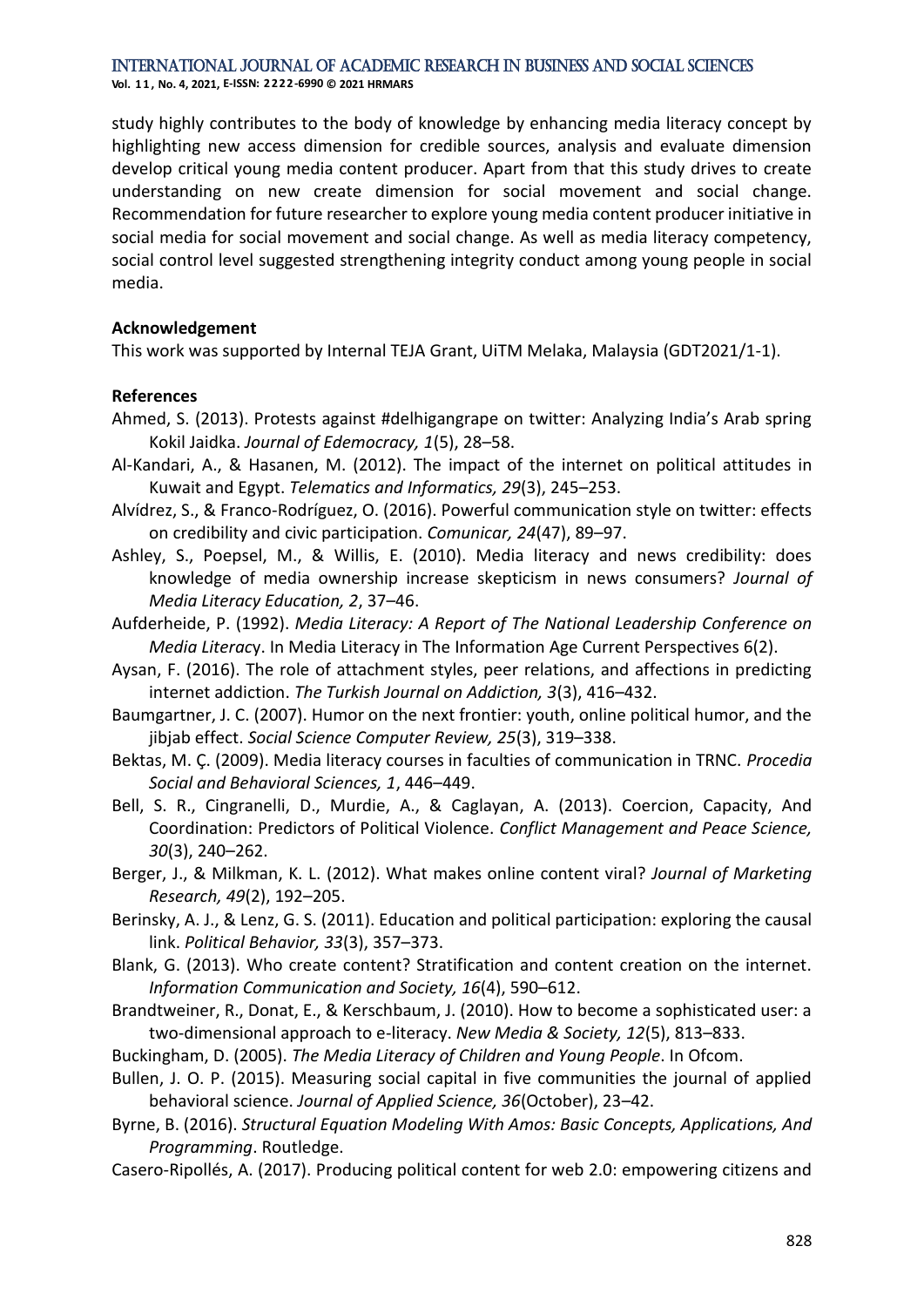study highly contributes to the body of knowledge by enhancing media literacy concept by highlighting new access dimension for credible sources, analysis and evaluate dimension develop critical young media content producer. Apart from that this study drives to create understanding on new create dimension for social movement and social change. Recommendation for future researcher to explore young media content producer initiative in social media for social movement and social change. As well as media literacy competency, social control level suggested strengthening integrity conduct among young people in social media.

**Acknowledgement**

This work was supported by Internal TEJA Grant, UiTM Melaka, Malaysia (GDT2021/1-1).

**References**

Ahmed, S. (2013). Protests against #delhigangrape on twitter: Analyzing India's Arab spring Kokil Jaidka. *Journal of Edemocracy, 1*(5), 28–58.

Al-Kandari, A., & Hasanen, M. (2012). The impact of the internet on political attitudes in Kuwait and Egypt. *Telematics and Informatics, 29*(3), 245–253.

Alvídrez, S., & Franco-Rodríguez, O. (2016). Powerful communication style on twitter: effects on credibility and civic participation. *Comunicar, 24*(47), 89–97.

Ashley, S., Poepsel, M., & Willis, E. (2010). Media literacy and news credibility: does knowledge of media ownership increase skepticism in news consumers? *Journal of Media Literacy Education, 2*, 37–46.

Aufderheide, P. (1992). *Media Literacy: A Report of The National Leadership Conference on Media Literac*y. In Media Literacy in The Information Age Current Perspectives 6(2).

Aysan, F. (2016). The role of attachment styles, peer relations, and affections in predicting internet addiction. *The Turkish Journal on Addiction, 3*(3), 416–432.

Baumgartner, J. C. (2007). Humor on the next frontier: youth, online political humor, and the jibjab effect. *Social Science Computer Review, 25*(3), 319–338.

Bektas, M. Ç. (2009). Media literacy courses in faculties of communication in TRNC. *Procedia Social and Behavioral Sciences, 1*, 446–449.

Bell, S. R., Cingranelli, D., Murdie, A., & Caglayan, A. (2013). Coercion, Capacity, And Coordination: Predictors of Political Violence. *Conflict Management and Peace Science, 30*(3), 240–262.

Berger, J., & Milkman, K. L. (2012). What makes online content viral? *Journal of Marketing Research, 49*(2), 192–205.

Berinsky, A. J., & Lenz, G. S. (2011). Education and political participation: exploring the causal link. *Political Behavior, 33*(3), 357–373.

Blank, G. (2013). Who create content? Stratification and content creation on the internet. *Information Communication and Society, 16*(4), 590–612.

Brandtweiner, R., Donat, E., & Kerschbaum, J. (2010). How to become a sophisticated user: a two-dimensional approach to e-literacy. *New Media & Society, 12*(5), 813–833.

Buckingham, D. (2005). *The Media Literacy of Children and Young People*. In Ofcom.

Bullen, J. O. P. (2015). Measuring social capital in five communities the journal of applied behavioral science. *Journal of Applied Science, 36*(October), 23–42.

Byrne, B. (2016). *Structural Equation Modeling With Amos: Basic Concepts, Applications, And Programming*. Routledge.

Casero-Ripollés, A. (2017). Producing political content for web 2.0: empowering citizens and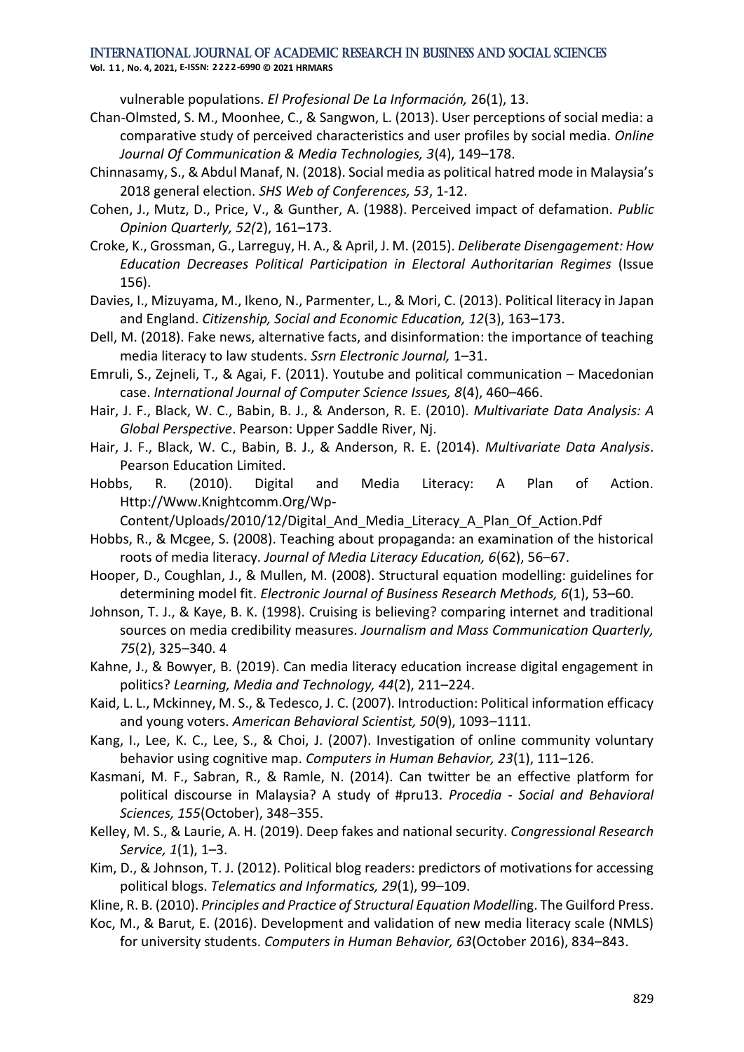vulnerable populations. *El Profesional De La Información,* 26(1), 13.

Chan-Olmsted, S. M., Moonhee, C., & Sangwon, L. (2013). User perceptions of social media: a comparative study of perceived characteristics and user profiles by social media. *Online Journal Of Communication & Media Technologies, 3*(4), 149–178.

Chinnasamy, S., & Abdul Manaf, N. (2018). Social media as political hatred mode in Malaysia's 2018 general election. *SHS Web of Conferences, 53*, 1-12.

Cohen, J., Mutz, D., Price, V., & Gunther, A. (1988). Perceived impact of defamation. *Public Opinion Quarterly, 52(*2), 161–173.

Croke, K., Grossman, G., Larreguy, H. A., & April, J. M. (2015). *Deliberate Disengagement: How Education Decreases Political Participation in Electoral Authoritarian Regimes* (Issue 156).

Davies, I., Mizuyama, M., Ikeno, N., Parmenter, L., & Mori, C. (2013). Political literacy in Japan and England. *Citizenship, Social and Economic Education, 12*(3), 163–173.

Dell, M. (2018). Fake news, alternative facts, and disinformation: the importance of teaching media literacy to law students. *Ssrn Electronic Journal,* 1–31.

Emruli, S., Zejneli, T., & Agai, F. (2011). Youtube and political communication – Macedonian case. *International Journal of Computer Science Issues, 8*(4), 460–466.

Hair, J. F., Black, W. C., Babin, B. J., & Anderson, R. E. (2010). *Multivariate Data Analysis: A Global Perspective*. Pearson: Upper Saddle River, Nj.

Hair, J. F., Black, W. C., Babin, B. J., & Anderson, R. E. (2014). *Multivariate Data Analysis*. Pearson Education Limited.

Hobbs, R. (2010). Digital and Media Literacy: A Plan of Action. Http://Www.Knightcomm.Org/Wp-Content/Uploads/2010/12/Digital_And_Media_Literacy_A_Plan_Of_Action.Pdf

Hobbs, R., & Mcgee, S. (2008). Teaching about propaganda: an examination of the historical roots of media literacy. *Journal of Media Literacy Education, 6*(62), 56–67.

Hooper, D., Coughlan, J., & Mullen, M. (2008). Structural equation modelling: guidelines for determining model fit. *Electronic Journal of Business Research Methods, 6*(1), 53–60.

Johnson, T. J., & Kaye, B. K. (1998). Cruising is believing? comparing internet and traditional sources on media credibility measures. *Journalism and Mass Communication Quarterly, 75*(2), 325–340. 4

Kahne, J., & Bowyer, B. (2019). Can media literacy education increase digital engagement in politics? *Learning, Media and Technology, 44*(2), 211–224.

Kaid, L. L., Mckinney, M. S., & Tedesco, J. C. (2007). Introduction: Political information efficacy and young voters. *American Behavioral Scientist, 50*(9), 1093–1111.

Kang, I., Lee, K. C., Lee, S., & Choi, J. (2007). Investigation of online community voluntary behavior using cognitive map. *Computers in Human Behavior, 23*(1), 111–126.

Kasmani, M. F., Sabran, R., & Ramle, N. (2014). Can twitter be an effective platform for political discourse in Malaysia? A study of #pru13. *Procedia - Social and Behavioral Sciences, 155*(October), 348–355.

Kelley, M. S., & Laurie, A. H. (2019). Deep fakes and national security. *Congressional Research Service, 1*(1), 1–3.

Kim, D., & Johnson, T. J. (2012). Political blog readers: predictors of motivations for accessing political blogs. *Telematics and Informatics, 29*(1), 99–109.

Kline, R. B. (2010). *Principles and Practice of Structural Equation Modelli*ng. The Guilford Press.

Koc, M., & Barut, E. (2016). Development and validation of new media literacy scale (NMLS) for university students. *Computers in Human Behavior, 63*(October 2016), 834–843.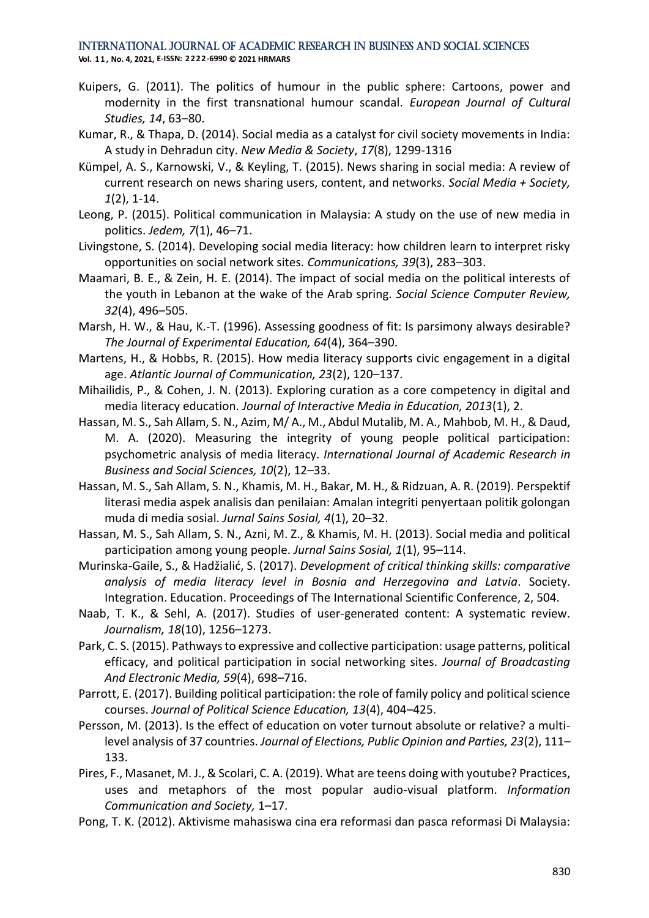Kuipers, G. (2011). The politics of humour in the public sphere: Cartoons, power and modernity in the first transnational humour scandal. *European Journal of Cultural Studies, 14*, 63–80.

Kumar, R., & Thapa, D. (2014). Social media as a catalyst for civil society movements in India: A study in Dehradun city. *New Media & Society*, *17*(8), 1299-1316

Kümpel, A. S., Karnowski, V., & Keyling, T. (2015). News sharing in social media: A review of current research on news sharing users, content, and networks. *Social Media + Society, 1*(2), 1-14.

Leong, P. (2015). Political communication in Malaysia: A study on the use of new media in politics. *Jedem, 7*(1), 46–71.

Livingstone, S. (2014). Developing social media literacy: how children learn to interpret risky opportunities on social network sites. *Communications, 39*(3), 283–303.

Maamari, B. E., & Zein, H. E. (2014). The impact of social media on the political interests of the youth in Lebanon at the wake of the Arab spring. *Social Science Computer Review, 32*(4), 496–505.

Marsh, H. W., & Hau, K.-T. (1996). Assessing goodness of fit: Is parsimony always desirable? *The Journal of Experimental Education, 64*(4), 364–390.

Martens, H., & Hobbs, R. (2015). How media literacy supports civic engagement in a digital age. *Atlantic Journal of Communication, 23*(2), 120–137.

Mihailidis, P., & Cohen, J. N. (2013). Exploring curation as a core competency in digital and media literacy education. *Journal of Interactive Media in Education, 2013*(1), 2.

Hassan, M. S., Sah Allam, S. N., Azim, M/ A., M., Abdul Mutalib, M. A., Mahbob, M. H., & Daud, M. A. (2020). Measuring the integrity of young people political participation: psychometric analysis of media literacy. *International Journal of Academic Research in Business and Social Sciences, 10*(2), 12–33.

Hassan, M. S., Sah Allam, S. N., Khamis, M. H., Bakar, M. H., & Ridzuan, A. R. (2019). Perspektif literasi media aspek analisis dan penilaian: Amalan integriti penyertaan politik golongan muda di media sosial. *Jurnal Sains Sosial, 4*(1), 20–32.

Hassan, M. S., Sah Allam, S. N., Azni, M. Z., & Khamis, M. H. (2013). Social media and political participation among young people. *Jurnal Sains Sosial, 1*(1), 95–114.

Murinska-Gaile, S., & Hadžialić, S. (2017). *Development of critical thinking skills: comparative analysis of media literacy level in Bosnia and Herzegovina and Latvia*. Society. Integration. Education. Proceedings of The International Scientific Conference, 2, 504.

Naab, T. K., & Sehl, A. (2017). Studies of user-generated content: A systematic review. *Journalism, 18*(10), 1256–1273.

Park, C. S. (2015). Pathways to expressive and collective participation: usage patterns, political efficacy, and political participation in social networking sites. *Journal of Broadcasting And Electronic Media, 59*(4), 698–716.

Parrott, E. (2017). Building political participation: the role of family policy and political science courses. *Journal of Political Science Education, 13*(4), 404–425.

Persson, M. (2013). Is the effect of education on voter turnout absolute or relative? a multi-level analysis of 37 countries. *Journal of Elections, Public Opinion and Parties, 23*(2), 111–133.

Pires, F., Masanet, M. J., & Scolari, C. A. (2019). What are teens doing with youtube? Practices, uses and metaphors of the most popular audio-visual platform. *Information Communication and Society,* 1–17.

Pong, T. K. (2012). Aktivisme mahasiswa cina era reformasi dan pasca reformasi Di Malaysia: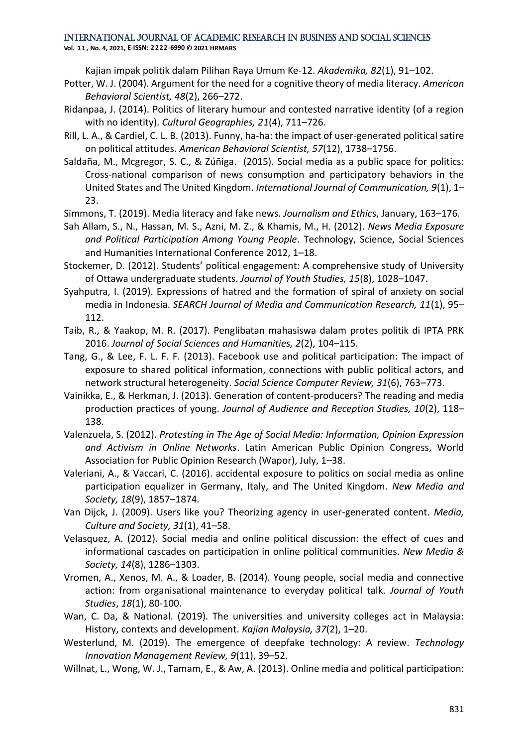Kajian impak politik dalam Pilihan Raya Umum Ke-12. *Akademika, 82*(1), 91–102.

Potter, W. J. (2004). Argument for the need for a cognitive theory of media literacy. *American Behavioral Scientist, 48*(2), 266–272.

Ridanpaa, J. (2014). Politics of literary humour and contested narrative identity (of a region with no identity). *Cultural Geographies, 21*(4), 711–726.

Rill, L. A., & Cardiel, C. L. B. (2013). Funny, ha-ha: the impact of user-generated political satire on political attitudes. *American Behavioral Scientist, 57*(12), 1738–1756.

Saldaña, M., Mcgregor, S. C., & Zúñiga. (2015). Social media as a public space for politics: Cross-national comparison of news consumption and participatory behaviors in the United States and The United Kingdom. *International Journal of Communication, 9*(1), 1–23.

Simmons, T. (2019). Media literacy and fake news. *Journalism and Ethics*, January, 163–176.

Sah Allam, S., N., Hassan, M. S., Azni, M. Z., & Khamis, M., H. (2012). *News Media Exposure and Political Participation Among Young People*. Technology, Science, Social Sciences and Humanities International Conference 2012, 1–18.

Stockemer, D. (2012). Students' political engagement: A comprehensive study of University of Ottawa undergraduate students. *Journal of Youth Studies, 15*(8), 1028–1047.

Syahputra, I. (2019). Expressions of hatred and the formation of spiral of anxiety on social media in Indonesia. *SEARCH Journal of Media and Communication Research, 11*(1), 95–112.

Taib, R., & Yaakop, M. R. (2017). Penglibatan mahasiswa dalam protes politik di IPTA PRK 2016. *Journal of Social Sciences and Humanities, 2*(2), 104–115.

Tang, G., & Lee, F. L. F. F. (2013). Facebook use and political participation: The impact of exposure to shared political information, connections with public political actors, and network structural heterogeneity. *Social Science Computer Review, 31*(6), 763–773.

Vainikka, E., & Herkman, J. (2013). Generation of content-producers? The reading and media production practices of young. *Journal of Audience and Reception Studies, 10*(2), 118–138.

Valenzuela, S. (2012). *Protesting in The Age of Social Media: Information, Opinion Expression and Activism in Online Networks*. Latin American Public Opinion Congress, World Association for Public Opinion Research (Wapor), July, 1–38.

Valeriani, A., & Vaccari, C. (2016). accidental exposure to politics on social media as online participation equalizer in Germany, Italy, and The United Kingdom. *New Media and Society, 18*(9), 1857–1874.

Van Dijck, J. (2009). Users like you? Theorizing agency in user-generated content. *Media, Culture and Society, 31*(1), 41–58.

Velasquez, A. (2012). Social media and online political discussion: the effect of cues and informational cascades on participation in online political communities. *New Media & Society, 14*(8), 1286–1303.

Vromen, A., Xenos, M. A., & Loader, B. (2014). Young people, social media and connective action: from organisational maintenance to everyday political talk. *Journal of Youth Studies*, *18*(1), 80-100.

Wan, C. Da, & National. (2019). The universities and university colleges act in Malaysia: History, contexts and development. *Kajian Malaysia, 37*(2), 1–20.

Westerlund, M. (2019). The emergence of deepfake technology: A review. *Technology Innovation Management Review, 9*(11), 39–52.

Willnat, L., Wong, W. J., Tamam, E., & Aw, A. (2013). Online media and political participation: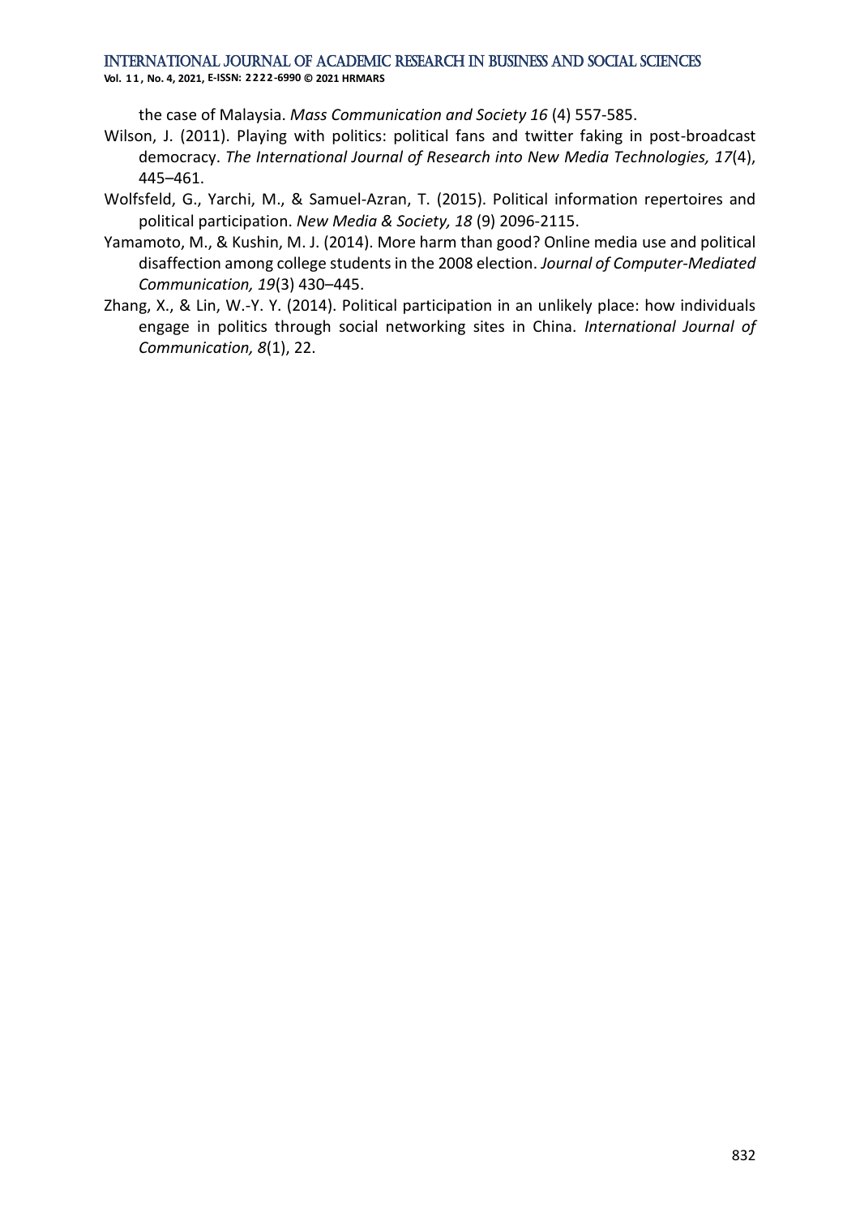the case of Malaysia. *Mass Communication and Society 16* (4) 557-585.

Wilson, J. (2011). Playing with politics: political fans and twitter faking in post-broadcast democracy. *The International Journal of Research into New Media Technologies, 17*(4), 445–461.

Wolfsfeld, G., Yarchi, M., & Samuel-Azran, T. (2015). Political information repertoires and political participation. *New Media & Society, 18* (9) 2096-2115.

Yamamoto, M., & Kushin, M. J. (2014). More harm than good? Online media use and political disaffection among college students in the 2008 election. *Journal of Computer-Mediated Communication, 19*(3) 430–445.

Zhang, X., & Lin, W.-Y. Y. (2014). Political participation in an unlikely place: how individuals engage in politics through social networking sites in China. *International Journal of Communication, 8*(1), 22.